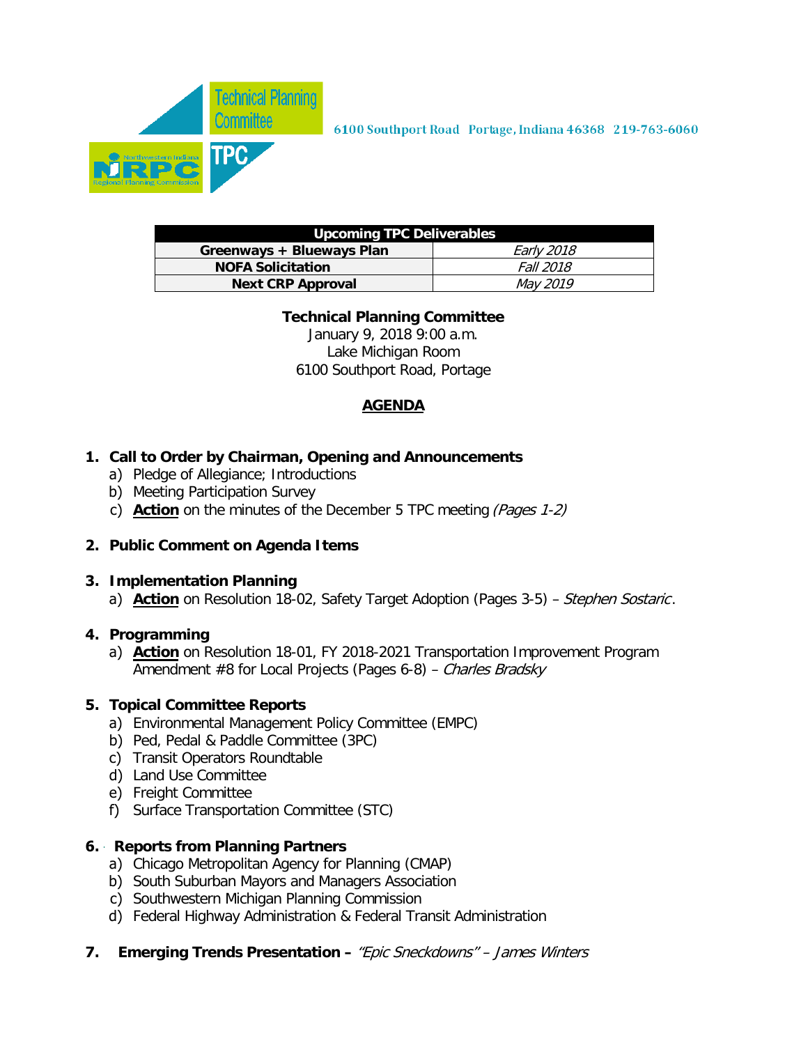Technical Planning Committee

TPC

Northwestern Indiana NIRPC Regional Planning Commission

6100 Southport Road Portage, Indiana 46368 219-763-6060

| Upcoming TPC Deliverables | |
|---|---|
| **Greenways + Blueways Plan** | *Early 2018* |
| **NOFA Solicitation** | *Fall 2018* |
| **Next CRP Approval** | *May 2019* |

**Technical Planning Committee**
January 9, 2018 9:00 a.m.
Lake Michigan Room
6100 Southport Road, Portage

## AGENDA

1. **Call to Order by Chairman, Opening and Announcements**
   a) Pledge of Allegiance; Introductions
   b) Meeting Participation Survey
   c) **Action** on the minutes of the December 5 TPC meeting *(Pages 1-2)*

2. **Public Comment on Agenda Items**

3. **Implementation Planning**
   a) **Action** on Resolution 18-02, Safety Target Adoption (Pages 3-5) – *Stephen Sostaric*.

4. **Programming**
   a) **Action** on Resolution 18-01, FY 2018-2021 Transportation Improvement Program Amendment #8 for Local Projects (Pages 6-8) – *Charles Bradsky*

5. **Topical Committee Reports**
   a) Environmental Management Policy Committee (EMPC)
   b) Ped, Pedal & Paddle Committee (3PC)
   c) Transit Operators Roundtable
   d) Land Use Committee
   e) Freight Committee
   f) Surface Transportation Committee (STC)

6. **Reports from Planning Partners**
   a) Chicago Metropolitan Agency for Planning (CMAP)
   b) South Suburban Mayors and Managers Association
   c) Southwestern Michigan Planning Commission
   d) Federal Highway Administration & Federal Transit Administration

7. **Emerging Trends Presentation –** *"Epic Sneckdowns" – James Winters*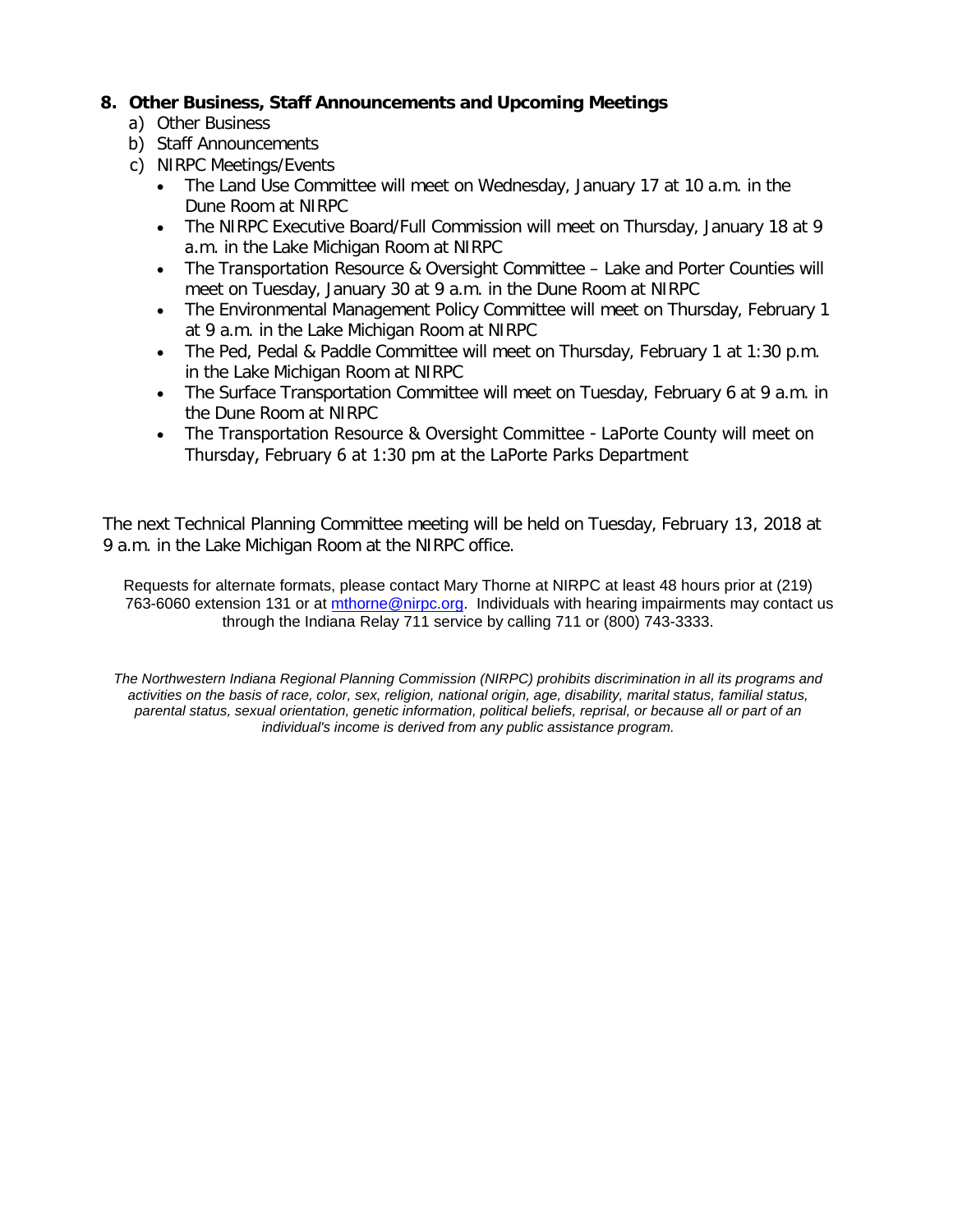**8. Other Business, Staff Announcements and Upcoming Meetings**

a) Other Business

b) Staff Announcements

c) NIRPC Meetings/Events

- The Land Use Committee will meet on Wednesday, January 17 at 10 a.m. in the Dune Room at NIRPC
- The NIRPC Executive Board/Full Commission will meet on Thursday, January 18 at 9 a.m. in the Lake Michigan Room at NIRPC
- The Transportation Resource & Oversight Committee – Lake and Porter Counties will meet on Tuesday, January 30 at 9 a.m. in the Dune Room at NIRPC
- The Environmental Management Policy Committee will meet on Thursday, February 1 at 9 a.m. in the Lake Michigan Room at NIRPC
- The Ped, Pedal & Paddle Committee will meet on Thursday, February 1 at 1:30 p.m. in the Lake Michigan Room at NIRPC
- The Surface Transportation Committee will meet on Tuesday, February 6 at 9 a.m. in the Dune Room at NIRPC
- The Transportation Resource & Oversight Committee - LaPorte County will meet on Thursday, February 6 at 1:30 pm at the LaPorte Parks Department

The next Technical Planning Committee meeting will be held on Tuesday, February 13, 2018 at 9 a.m. in the Lake Michigan Room at the NIRPC office.

Requests for alternate formats, please contact Mary Thorne at NIRPC at least 48 hours prior at (219) 763-6060 extension 131 or at mthorne@nirpc.org. Individuals with hearing impairments may contact us through the Indiana Relay 711 service by calling 711 or (800) 743-3333.

*The Northwestern Indiana Regional Planning Commission (NIRPC) prohibits discrimination in all its programs and activities on the basis of race, color, sex, religion, national origin, age, disability, marital status, familial status, parental status, sexual orientation, genetic information, political beliefs, reprisal, or because all or part of an individual's income is derived from any public assistance program.*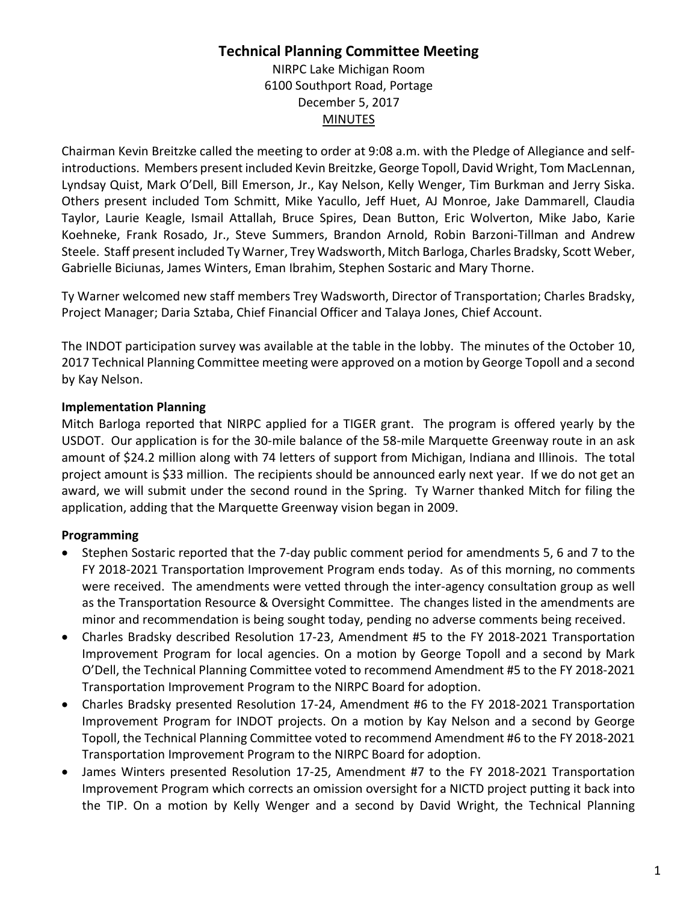# Technical Planning Committee Meeting

NIRPC Lake Michigan Room
6100 Southport Road, Portage
December 5, 2017
MINUTES

Chairman Kevin Breitzke called the meeting to order at 9:08 a.m. with the Pledge of Allegiance and self-introductions. Members present included Kevin Breitzke, George Topoll, David Wright, Tom MacLennan, Lyndsay Quist, Mark O'Dell, Bill Emerson, Jr., Kay Nelson, Kelly Wenger, Tim Burkman and Jerry Siska. Others present included Tom Schmitt, Mike Yacullo, Jeff Huet, AJ Monroe, Jake Dammarell, Claudia Taylor, Laurie Keagle, Ismail Attallah, Bruce Spires, Dean Button, Eric Wolverton, Mike Jabo, Karie Koehneke, Frank Rosado, Jr., Steve Summers, Brandon Arnold, Robin Barzoni-Tillman and Andrew Steele. Staff present included Ty Warner, Trey Wadsworth, Mitch Barloga, Charles Bradsky, Scott Weber, Gabrielle Biciunas, James Winters, Eman Ibrahim, Stephen Sostaric and Mary Thorne.

Ty Warner welcomed new staff members Trey Wadsworth, Director of Transportation; Charles Bradsky, Project Manager; Daria Sztaba, Chief Financial Officer and Talaya Jones, Chief Account.

The INDOT participation survey was available at the table in the lobby. The minutes of the October 10, 2017 Technical Planning Committee meeting were approved on a motion by George Topoll and a second by Kay Nelson.

**Implementation Planning**

Mitch Barloga reported that NIRPC applied for a TIGER grant. The program is offered yearly by the USDOT. Our application is for the 30-mile balance of the 58-mile Marquette Greenway route in an ask amount of $24.2 million along with 74 letters of support from Michigan, Indiana and Illinois. The total project amount is $33 million. The recipients should be announced early next year. If we do not get an award, we will submit under the second round in the Spring. Ty Warner thanked Mitch for filing the application, adding that the Marquette Greenway vision began in 2009.

**Programming**

- Stephen Sostaric reported that the 7-day public comment period for amendments 5, 6 and 7 to the FY 2018-2021 Transportation Improvement Program ends today. As of this morning, no comments were received. The amendments were vetted through the inter-agency consultation group as well as the Transportation Resource & Oversight Committee. The changes listed in the amendments are minor and recommendation is being sought today, pending no adverse comments being received.
- Charles Bradsky described Resolution 17-23, Amendment #5 to the FY 2018-2021 Transportation Improvement Program for local agencies. On a motion by George Topoll and a second by Mark O'Dell, the Technical Planning Committee voted to recommend Amendment #5 to the FY 2018-2021 Transportation Improvement Program to the NIRPC Board for adoption.
- Charles Bradsky presented Resolution 17-24, Amendment #6 to the FY 2018-2021 Transportation Improvement Program for INDOT projects. On a motion by Kay Nelson and a second by George Topoll, the Technical Planning Committee voted to recommend Amendment #6 to the FY 2018-2021 Transportation Improvement Program to the NIRPC Board for adoption.
- James Winters presented Resolution 17-25, Amendment #7 to the FY 2018-2021 Transportation Improvement Program which corrects an omission oversight for a NICTD project putting it back into the TIP. On a motion by Kelly Wenger and a second by David Wright, the Technical Planning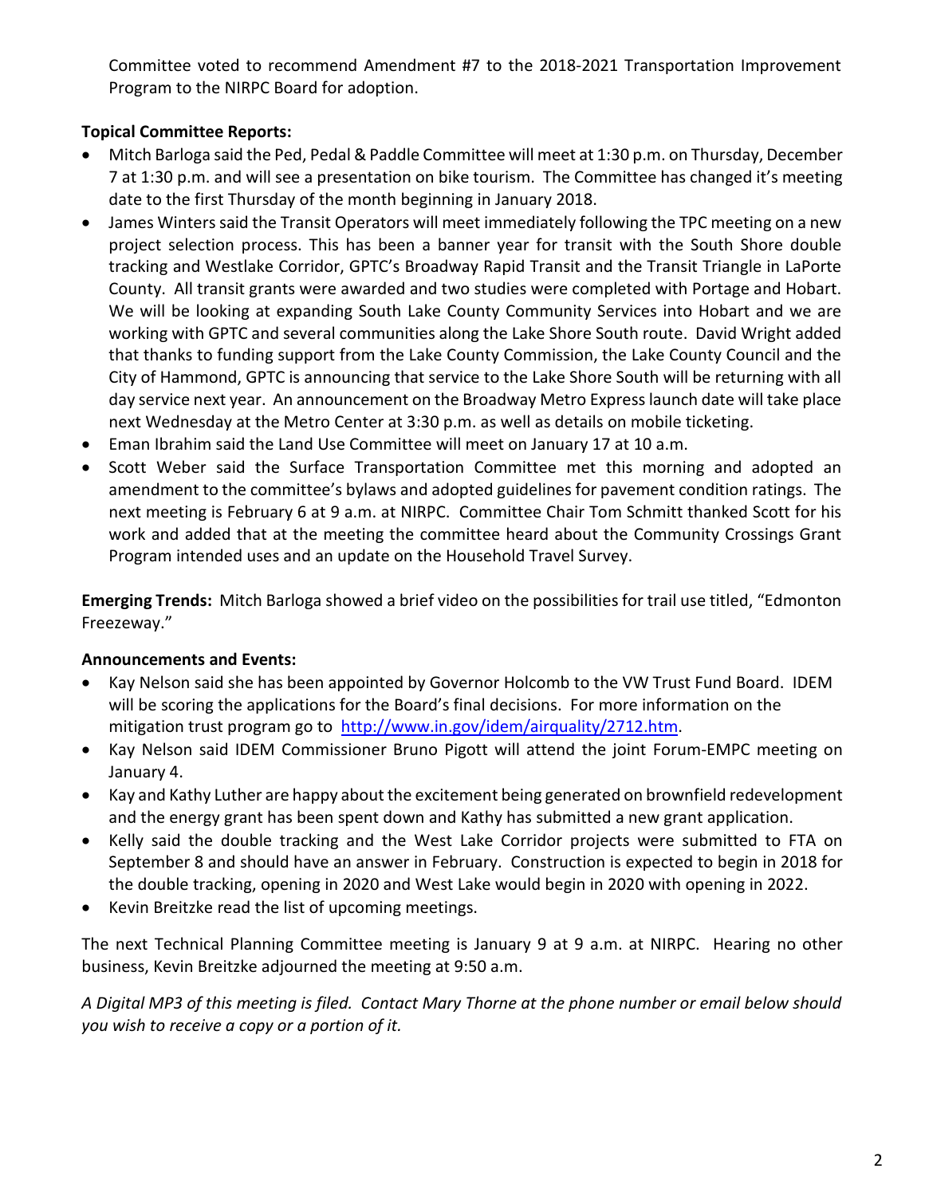Committee voted to recommend Amendment #7 to the 2018-2021 Transportation Improvement Program to the NIRPC Board for adoption.

**Topical Committee Reports:**

- Mitch Barloga said the Ped, Pedal & Paddle Committee will meet at 1:30 p.m. on Thursday, December 7 at 1:30 p.m. and will see a presentation on bike tourism. The Committee has changed it's meeting date to the first Thursday of the month beginning in January 2018.
- James Winters said the Transit Operators will meet immediately following the TPC meeting on a new project selection process. This has been a banner year for transit with the South Shore double tracking and Westlake Corridor, GPTC's Broadway Rapid Transit and the Transit Triangle in LaPorte County. All transit grants were awarded and two studies were completed with Portage and Hobart. We will be looking at expanding South Lake County Community Services into Hobart and we are working with GPTC and several communities along the Lake Shore South route. David Wright added that thanks to funding support from the Lake County Commission, the Lake County Council and the City of Hammond, GPTC is announcing that service to the Lake Shore South will be returning with all day service next year. An announcement on the Broadway Metro Express launch date will take place next Wednesday at the Metro Center at 3:30 p.m. as well as details on mobile ticketing.
- Eman Ibrahim said the Land Use Committee will meet on January 17 at 10 a.m.
- Scott Weber said the Surface Transportation Committee met this morning and adopted an amendment to the committee's bylaws and adopted guidelines for pavement condition ratings. The next meeting is February 6 at 9 a.m. at NIRPC. Committee Chair Tom Schmitt thanked Scott for his work and added that at the meeting the committee heard about the Community Crossings Grant Program intended uses and an update on the Household Travel Survey.

**Emerging Trends:** Mitch Barloga showed a brief video on the possibilities for trail use titled, "Edmonton Freezeway."

**Announcements and Events:**

- Kay Nelson said she has been appointed by Governor Holcomb to the VW Trust Fund Board. IDEM will be scoring the applications for the Board's final decisions. For more information on the mitigation trust program go to [http://www.in.gov/idem/airquality/2712.htm](http://www.in.gov/idem/airquality/2712.htm).
- Kay Nelson said IDEM Commissioner Bruno Pigott will attend the joint Forum-EMPC meeting on January 4.
- Kay and Kathy Luther are happy about the excitement being generated on brownfield redevelopment and the energy grant has been spent down and Kathy has submitted a new grant application.
- Kelly said the double tracking and the West Lake Corridor projects were submitted to FTA on September 8 and should have an answer in February. Construction is expected to begin in 2018 for the double tracking, opening in 2020 and West Lake would begin in 2020 with opening in 2022.
- Kevin Breitzke read the list of upcoming meetings.

The next Technical Planning Committee meeting is January 9 at 9 a.m. at NIRPC. Hearing no other business, Kevin Breitzke adjourned the meeting at 9:50 a.m.

*A Digital MP3 of this meeting is filed. Contact Mary Thorne at the phone number or email below should you wish to receive a copy or a portion of it.*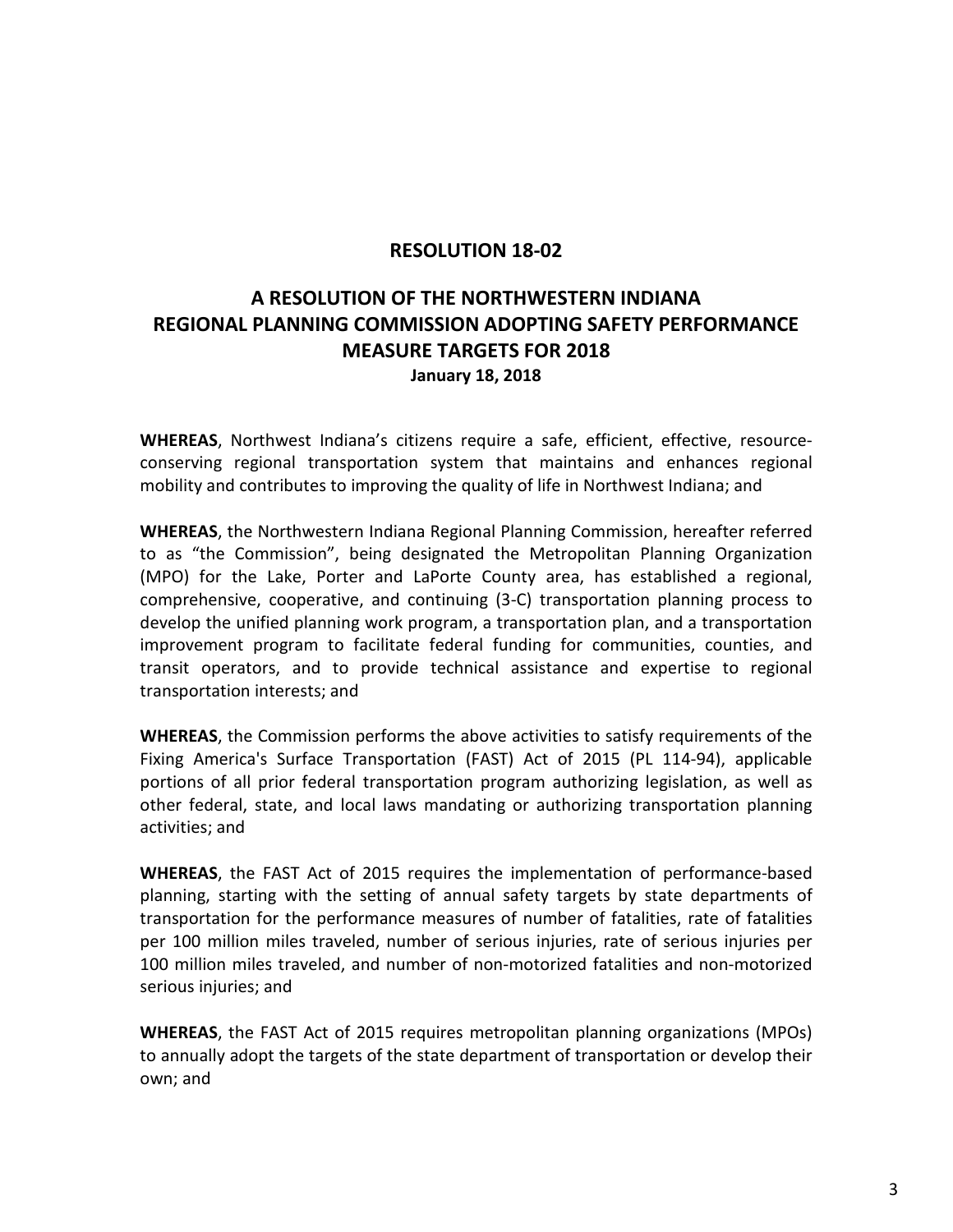# RESOLUTION 18-02

## A RESOLUTION OF THE NORTHWESTERN INDIANA REGIONAL PLANNING COMMISSION ADOPTING SAFETY PERFORMANCE MEASURE TARGETS FOR 2018

**January 18, 2018**

**WHEREAS**, Northwest Indiana's citizens require a safe, efficient, effective, resource-conserving regional transportation system that maintains and enhances regional mobility and contributes to improving the quality of life in Northwest Indiana; and

**WHEREAS**, the Northwestern Indiana Regional Planning Commission, hereafter referred to as "the Commission", being designated the Metropolitan Planning Organization (MPO) for the Lake, Porter and LaPorte County area, has established a regional, comprehensive, cooperative, and continuing (3-C) transportation planning process to develop the unified planning work program, a transportation plan, and a transportation improvement program to facilitate federal funding for communities, counties, and transit operators, and to provide technical assistance and expertise to regional transportation interests; and

**WHEREAS**, the Commission performs the above activities to satisfy requirements of the Fixing America's Surface Transportation (FAST) Act of 2015 (PL 114-94), applicable portions of all prior federal transportation program authorizing legislation, as well as other federal, state, and local laws mandating or authorizing transportation planning activities; and

**WHEREAS**, the FAST Act of 2015 requires the implementation of performance-based planning, starting with the setting of annual safety targets by state departments of transportation for the performance measures of number of fatalities, rate of fatalities per 100 million miles traveled, number of serious injuries, rate of serious injuries per 100 million miles traveled, and number of non-motorized fatalities and non-motorized serious injuries; and

**WHEREAS**, the FAST Act of 2015 requires metropolitan planning organizations (MPOs) to annually adopt the targets of the state department of transportation or develop their own; and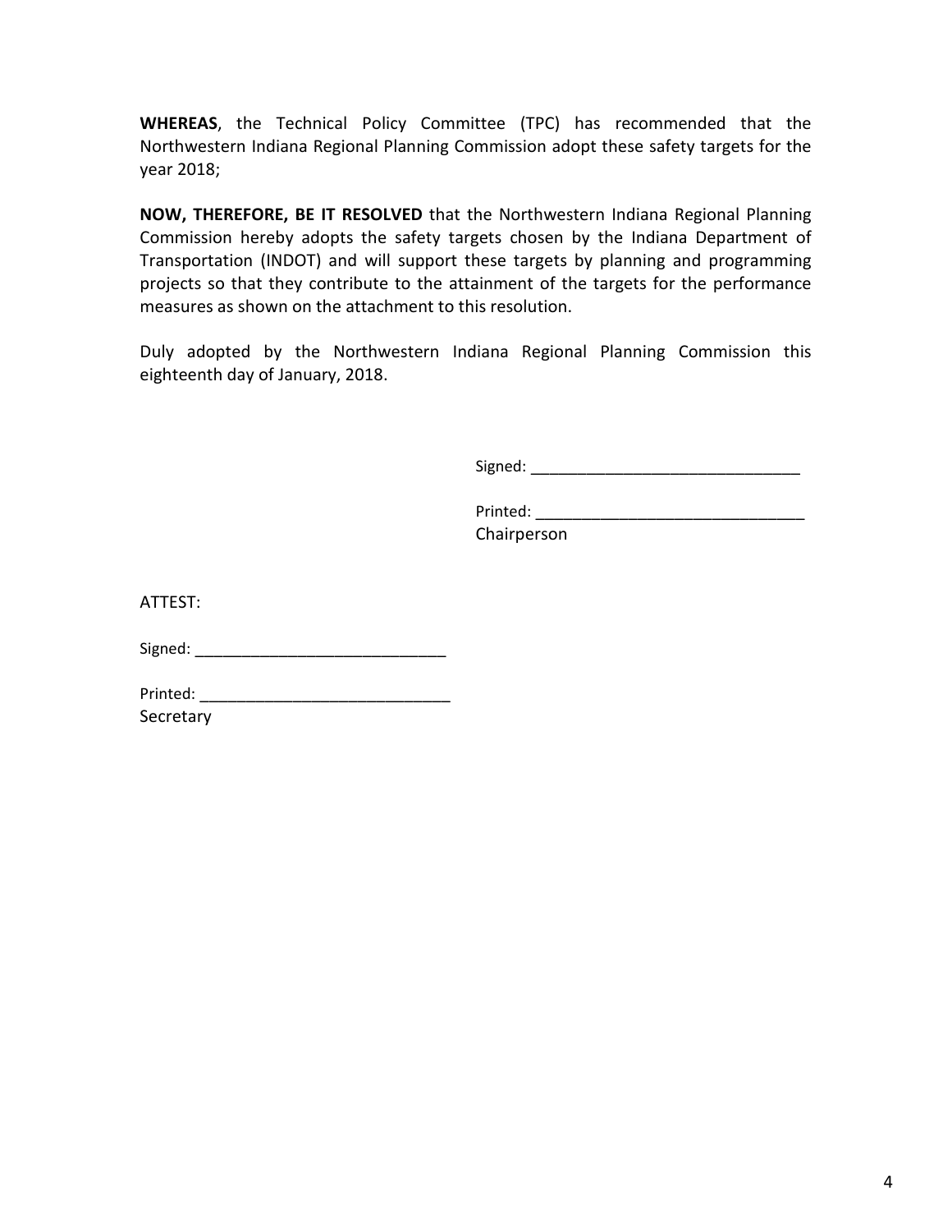**WHEREAS**, the Technical Policy Committee (TPC) has recommended that the Northwestern Indiana Regional Planning Commission adopt these safety targets for the year 2018;

**NOW, THEREFORE, BE IT RESOLVED** that the Northwestern Indiana Regional Planning Commission hereby adopts the safety targets chosen by the Indiana Department of Transportation (INDOT) and will support these targets by planning and programming projects so that they contribute to the attainment of the targets for the performance measures as shown on the attachment to this resolution.

Duly adopted by the Northwestern Indiana Regional Planning Commission this eighteenth day of January, 2018.

Signed: _______________________________

Printed: ______________________________
Chairperson

ATTEST:

Signed: ____________________________

Printed: ___________________________
Secretary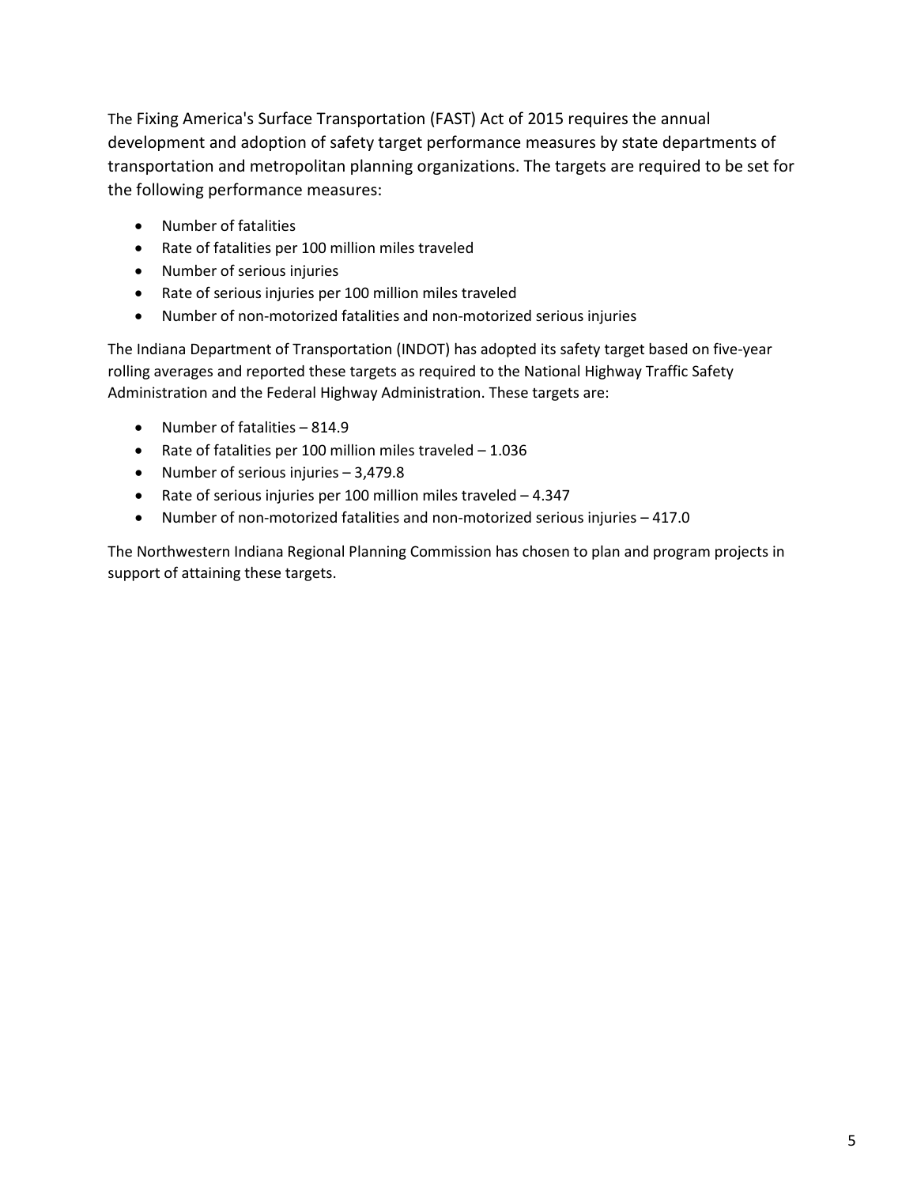The Fixing America's Surface Transportation (FAST) Act of 2015 requires the annual development and adoption of safety target performance measures by state departments of transportation and metropolitan planning organizations. The targets are required to be set for the following performance measures:

- Number of fatalities
- Rate of fatalities per 100 million miles traveled
- Number of serious injuries
- Rate of serious injuries per 100 million miles traveled
- Number of non-motorized fatalities and non-motorized serious injuries

The Indiana Department of Transportation (INDOT) has adopted its safety target based on five-year rolling averages and reported these targets as required to the National Highway Traffic Safety Administration and the Federal Highway Administration. These targets are:

- Number of fatalities – 814.9
- Rate of fatalities per 100 million miles traveled – 1.036
- Number of serious injuries – 3,479.8
- Rate of serious injuries per 100 million miles traveled – 4.347
- Number of non-motorized fatalities and non-motorized serious injuries – 417.0

The Northwestern Indiana Regional Planning Commission has chosen to plan and program projects in support of attaining these targets.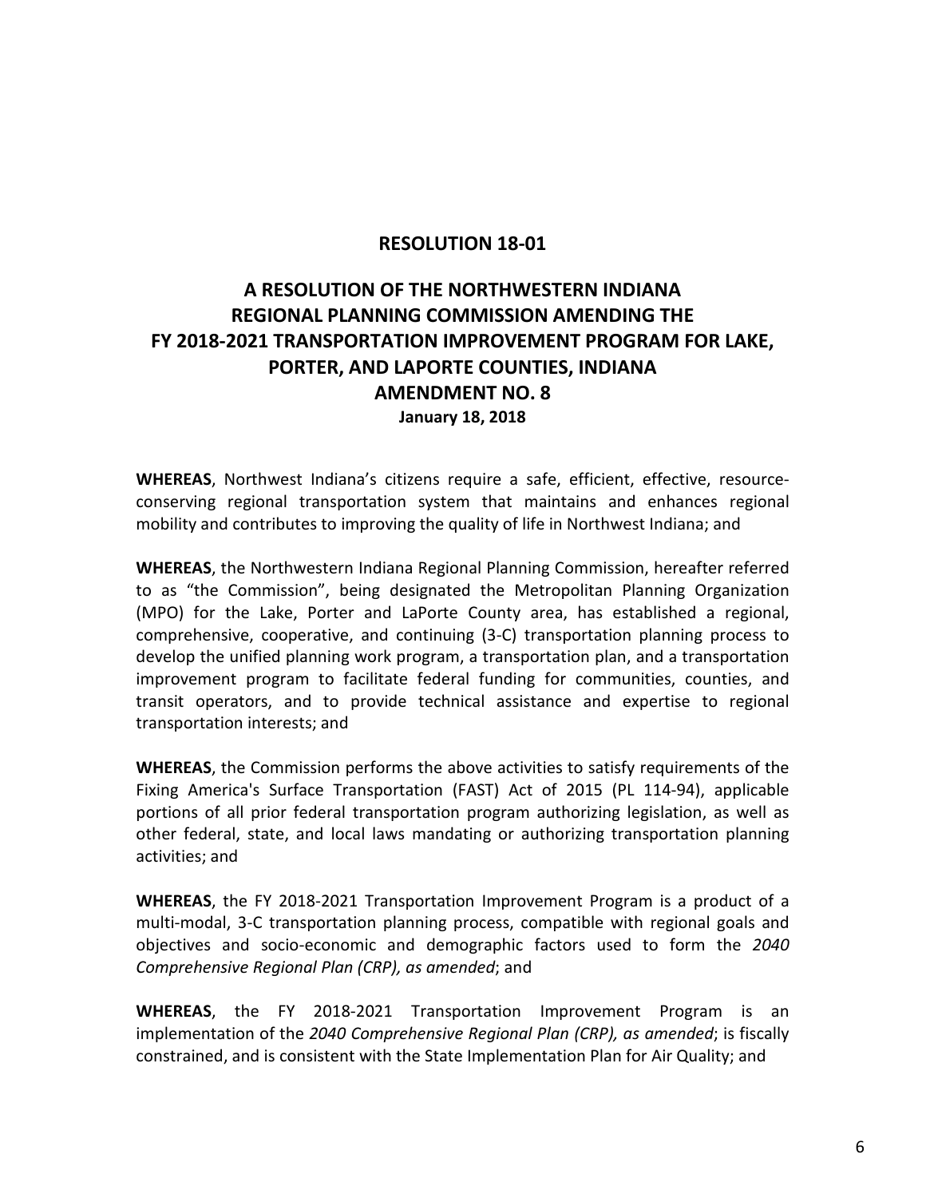# RESOLUTION 18-01

## A RESOLUTION OF THE NORTHWESTERN INDIANA REGIONAL PLANNING COMMISSION AMENDING THE FY 2018-2021 TRANSPORTATION IMPROVEMENT PROGRAM FOR LAKE, PORTER, AND LAPORTE COUNTIES, INDIANA AMENDMENT NO. 8

**January 18, 2018**

**WHEREAS**, Northwest Indiana's citizens require a safe, efficient, effective, resource-conserving regional transportation system that maintains and enhances regional mobility and contributes to improving the quality of life in Northwest Indiana; and

**WHEREAS**, the Northwestern Indiana Regional Planning Commission, hereafter referred to as "the Commission", being designated the Metropolitan Planning Organization (MPO) for the Lake, Porter and LaPorte County area, has established a regional, comprehensive, cooperative, and continuing (3-C) transportation planning process to develop the unified planning work program, a transportation plan, and a transportation improvement program to facilitate federal funding for communities, counties, and transit operators, and to provide technical assistance and expertise to regional transportation interests; and

**WHEREAS**, the Commission performs the above activities to satisfy requirements of the Fixing America's Surface Transportation (FAST) Act of 2015 (PL 114-94), applicable portions of all prior federal transportation program authorizing legislation, as well as other federal, state, and local laws mandating or authorizing transportation planning activities; and

**WHEREAS**, the FY 2018-2021 Transportation Improvement Program is a product of a multi-modal, 3-C transportation planning process, compatible with regional goals and objectives and socio-economic and demographic factors used to form the *2040 Comprehensive Regional Plan (CRP), as amended*; and

**WHEREAS**, the FY 2018-2021 Transportation Improvement Program is an implementation of the *2040 Comprehensive Regional Plan (CRP), as amended*; is fiscally constrained, and is consistent with the State Implementation Plan for Air Quality; and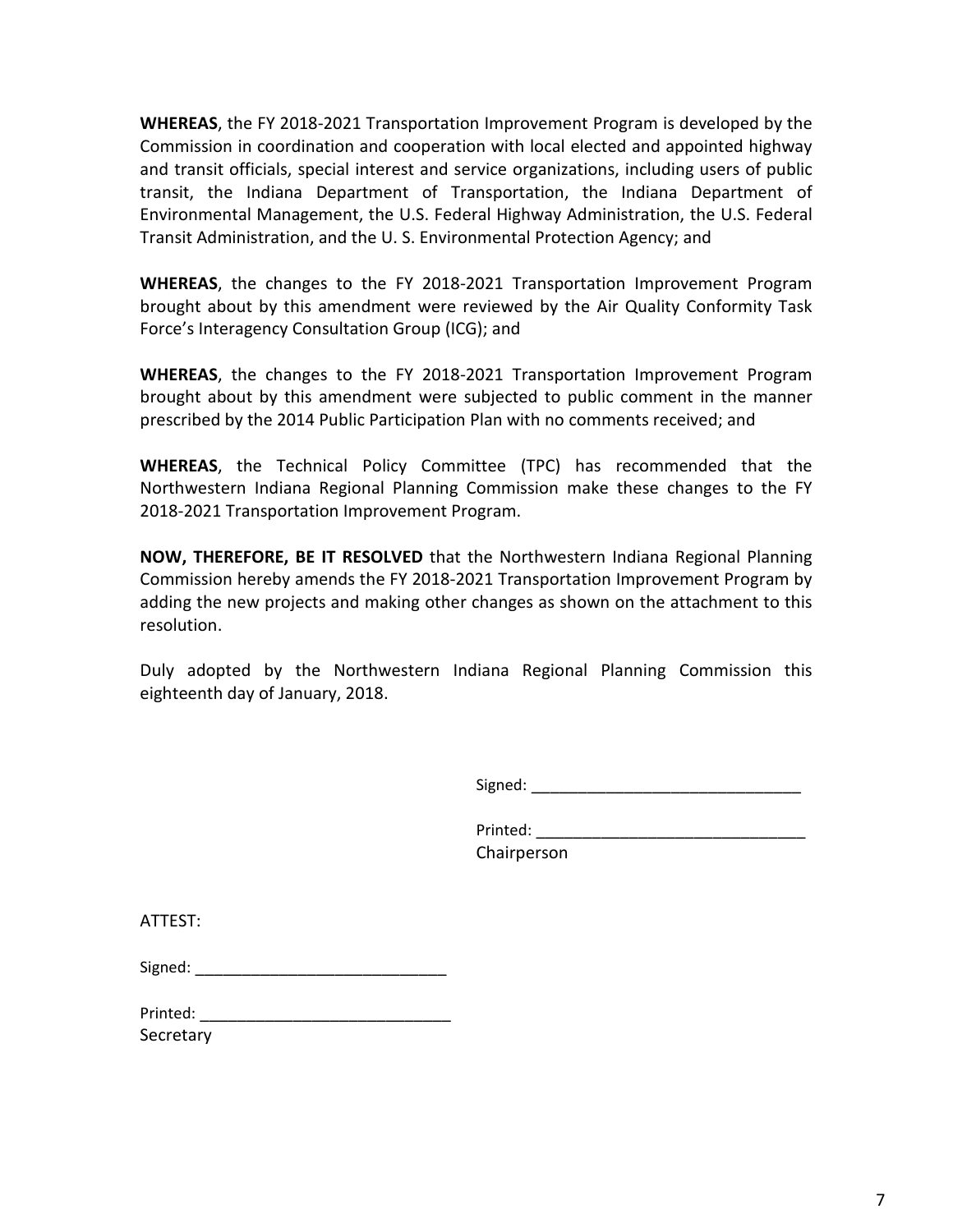**WHEREAS**, the FY 2018-2021 Transportation Improvement Program is developed by the Commission in coordination and cooperation with local elected and appointed highway and transit officials, special interest and service organizations, including users of public transit, the Indiana Department of Transportation, the Indiana Department of Environmental Management, the U.S. Federal Highway Administration, the U.S. Federal Transit Administration, and the U. S. Environmental Protection Agency; and

**WHEREAS**, the changes to the FY 2018-2021 Transportation Improvement Program brought about by this amendment were reviewed by the Air Quality Conformity Task Force's Interagency Consultation Group (ICG); and

**WHEREAS**, the changes to the FY 2018-2021 Transportation Improvement Program brought about by this amendment were subjected to public comment in the manner prescribed by the 2014 Public Participation Plan with no comments received; and

**WHEREAS**, the Technical Policy Committee (TPC) has recommended that the Northwestern Indiana Regional Planning Commission make these changes to the FY 2018-2021 Transportation Improvement Program.

**NOW, THEREFORE, BE IT RESOLVED** that the Northwestern Indiana Regional Planning Commission hereby amends the FY 2018-2021 Transportation Improvement Program by adding the new projects and making other changes as shown on the attachment to this resolution.

Duly adopted by the Northwestern Indiana Regional Planning Commission this eighteenth day of January, 2018.

Signed: ______________________________

Printed: ______________________________
Chairperson

ATTEST:

Signed: ____________________________

Printed: ____________________________
Secretary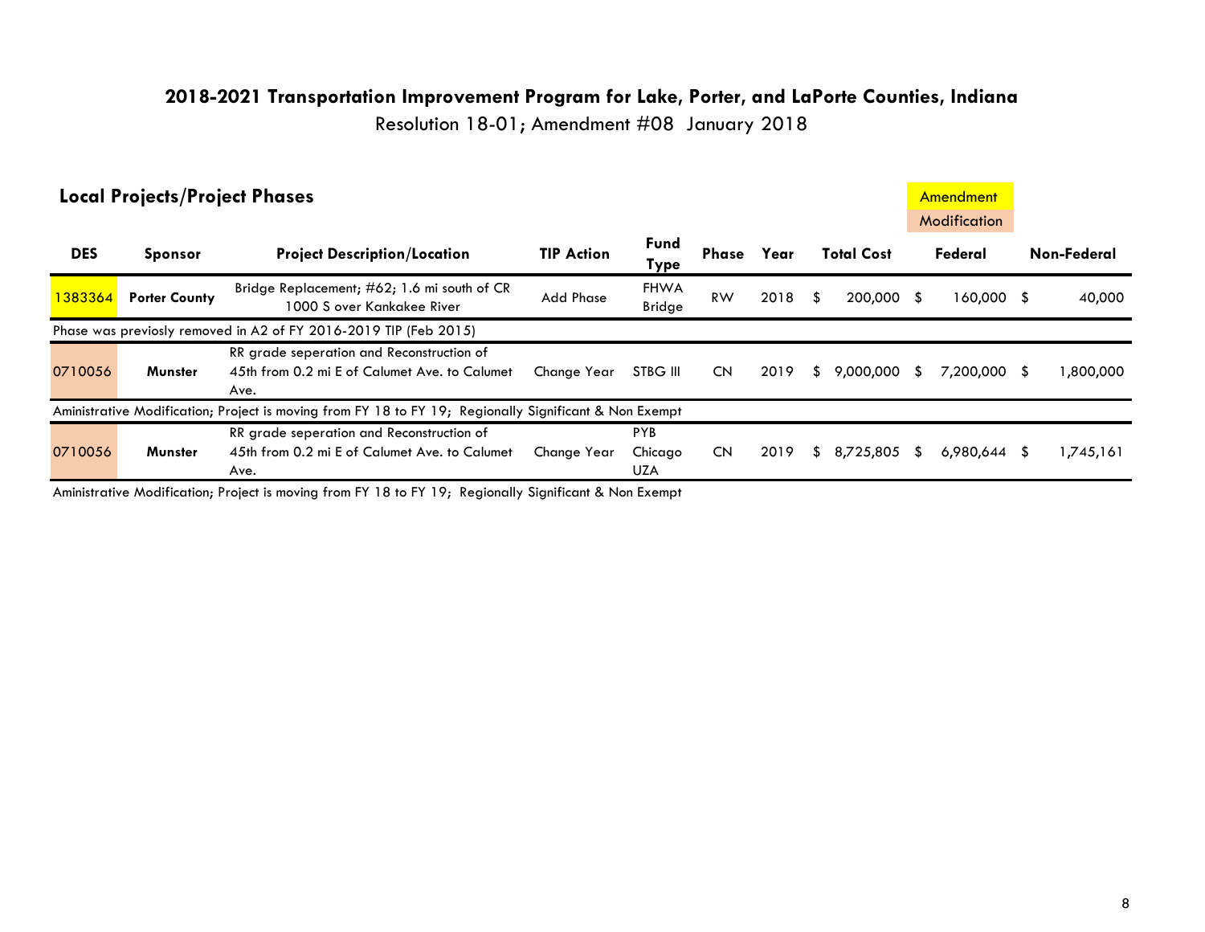## 2018-2021 Transportation Improvement Program for Lake, Porter, and LaPorte Counties, Indiana

Resolution 18-01; Amendment #08 January 2018

### Local Projects/Project Phases

Amendment

Modification

| DES | Sponsor | Project Description/Location | TIP Action | Fund Type | Phase | Year | Total Cost | Federal | Non-Federal |
|---|---|---|---|---|---|---|---|---|---|
| 1383364 | **Porter County** | Bridge Replacement; #62; 1.6 mi south of CR 1000 S over Kankakee River | Add Phase | FHWA Bridge | RW | 2018 | $ 200,000 | $ 160,000 | $ 40,000 |
| Phase was previosly removed in A2 of FY 2016-2019 TIP (Feb 2015) | | | | | | | | | |
| 0710056 | **Munster** | RR grade seperation and Reconstruction of 45th from 0.2 mi E of Calumet Ave. to Calumet Ave. | Change Year | STBG III | CN | 2019 | $ 9,000,000 | $ 7,200,000 | $ 1,800,000 |
| Aministrative Modification; Project is moving from FY 18 to FY 19; Regionally Significant & Non Exempt | | | | | | | | | |
| 0710056 | **Munster** | RR grade seperation and Reconstruction of 45th from 0.2 mi E of Calumet Ave. to Calumet Ave. | Change Year | PYB Chicago UZA | CN | 2019 | $ 8,725,805 | $ 6,980,644 | $ 1,745,161 |
| Aministrative Modification; Project is moving from FY 18 to FY 19; Regionally Significant & Non Exempt | | | | | | | | | |